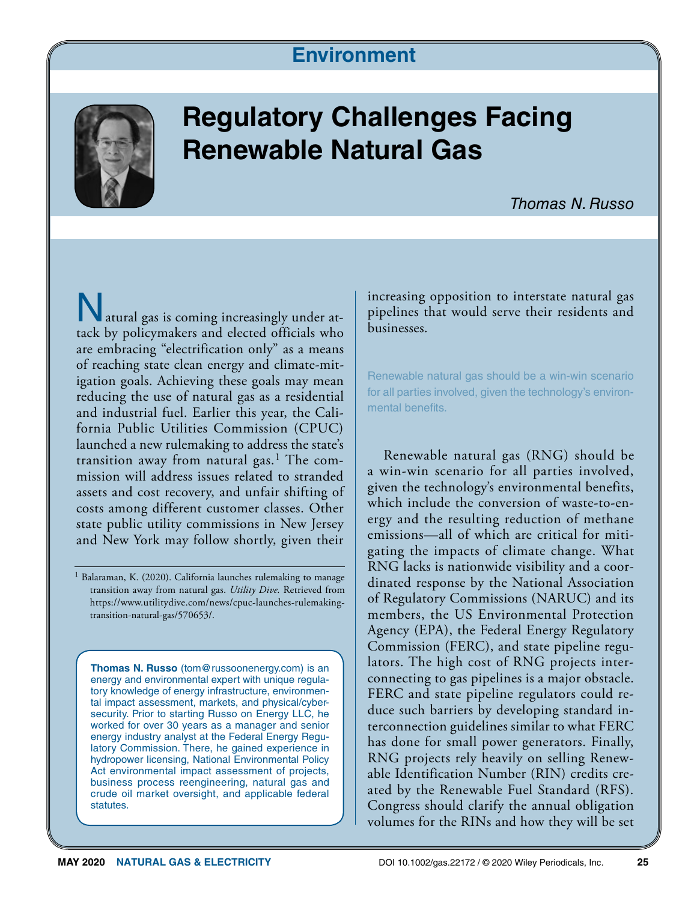## Environment

# Regulatory Challenges Facing Renewable Natural Gas

*Thomas N. Russo*

Natural gas is coming increasingly under attack by policymakers and elected officials who are embracing "electrification only" as a means of reaching state clean energy and climate-mitigation goals. Achieving these goals may mean reducing the use of natural gas as a residential and industrial fuel. Earlier this year, the California Public Utilities Commission (CPUC) launched a new rulemaking to address the state's transition away from natural gas.[1] The commission will address issues related to stranded assets and cost recovery, and unfair shifting of costs among different customer classes. Other state public utility commissions in New Jersey and New York may follow shortly, given their increasing opposition to interstate natural gas pipelines that would serve their residents and businesses.

> Renewable natural gas should be a win-win scenario for all parties involved, given the technology's environmental benefits.

Renewable natural gas (RNG) should be a win-win scenario for all parties involved, given the technology's environmental benefits, which include the conversion of waste-to-energy and the resulting reduction of methane emissions—all of which are critical for mitigating the impacts of climate change. What RNG lacks is nationwide visibility and a coordinated response by the National Association of Regulatory Commissions (NARUC) and its members, the US Environmental Protection Agency (EPA), the Federal Energy Regulatory Commission (FERC), and state pipeline regulators. The high cost of RNG projects interconnecting to gas pipelines is a major obstacle. FERC and state pipeline regulators could reduce such barriers by developing standard interconnection guidelines similar to what FERC has done for small power generators. Finally, RNG projects rely heavily on selling Renewable Identification Number (RIN) credits created by the Renewable Fuel Standard (RFS). Congress should clarify the annual obligation volumes for the RINs and how they will be set

[1] Balaraman, K. (2020). California launches rulemaking to manage transition away from natural gas. *Utility Dive.* Retrieved from https://www.utilitydive.com/news/cpuc-launches-rulemaking-transition-natural-gas/570653/.

**Thomas N. Russo** (tom@russoonenergy.com) is an energy and environmental expert with unique regulatory knowledge of energy infrastructure, environmental impact assessment, markets, and physical/cybersecurity. Prior to starting Russo on Energy LLC, he worked for over 30 years as a manager and senior energy industry analyst at the Federal Energy Regulatory Commission. There, he gained experience in hydropower licensing, National Environmental Policy Act environmental impact assessment of projects, business process reengineering, natural gas and crude oil market oversight, and applicable federal statutes.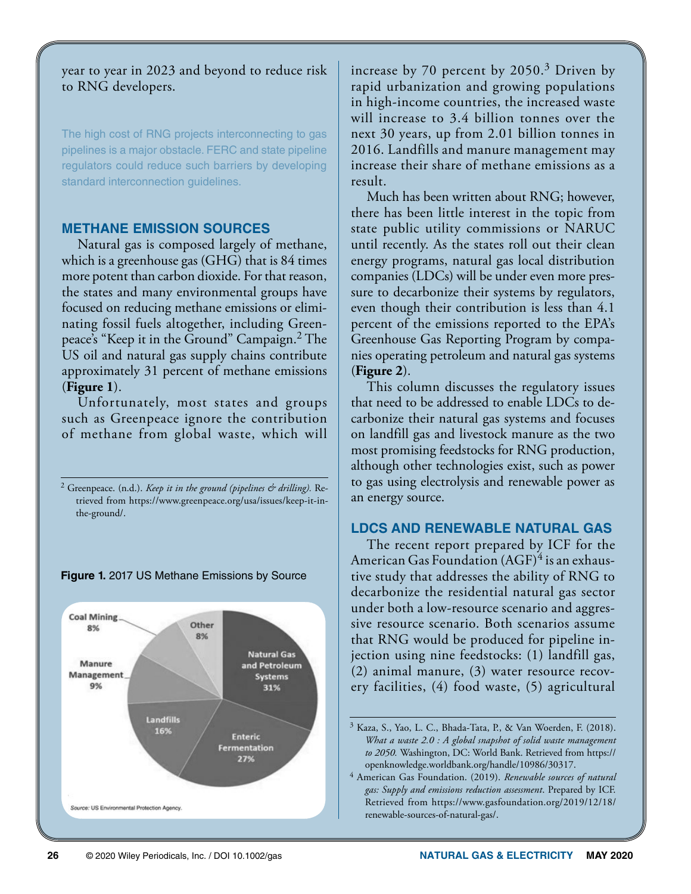year to year in 2023 and beyond to reduce risk to RNG developers.

The high cost of RNG projects interconnecting to gas pipelines is a major obstacle. FERC and state pipeline regulators could reduce such barriers by developing standard interconnection guidelines.

## METHANE EMISSION SOURCES

Natural gas is composed largely of methane, which is a greenhouse gas (GHG) that is 84 times more potent than carbon dioxide. For that reason, the states and many environmental groups have focused on reducing methane emissions or eliminating fossil fuels altogether, including Greenpeace's "Keep it in the Ground" Campaign.[2] The US oil and natural gas supply chains contribute approximately 31 percent of methane emissions (**Figure 1**).

Unfortunately, most states and groups such as Greenpeace ignore the contribution of methane from global waste, which will increase by 70 percent by 2050.[3] Driven by rapid urbanization and growing populations in high-income countries, the increased waste will increase to 3.4 billion tonnes over the next 30 years, up from 2.01 billion tonnes in 2016. Landfills and manure management may increase their share of methane emissions as a result.

**Figure 1.** 2017 US Methane Emissions by Source

| Source | Share |
|---|---|
| Natural Gas and Petroleum Systems | 31% |
| Enteric Fermentation | 27% |
| Landfills | 16% |
| Manure Management | 9% |
| Coal Mining | 8% |
| Other | 8% |

*Source:* US Environmental Protection Agency.

Much has been written about RNG; however, there has been little interest in the topic from state public utility commissions or NARUC until recently. As the states roll out their clean energy programs, natural gas local distribution companies (LDCs) will be under even more pressure to decarbonize their systems by regulators, even though their contribution is less than 4.1 percent of the emissions reported to the EPA's Greenhouse Gas Reporting Program by companies operating petroleum and natural gas systems (**Figure 2**).

This column discusses the regulatory issues that need to be addressed to enable LDCs to decarbonize their natural gas systems and focuses on landfill gas and livestock manure as the two most promising feedstocks for RNG production, although other technologies exist, such as power to gas using electrolysis and renewable power as an energy source.

## LDCS AND RENEWABLE NATURAL GAS

The recent report prepared by ICF for the American Gas Foundation (AGF)[4] is an exhaustive study that addresses the ability of RNG to decarbonize the residential natural gas sector under both a low-resource scenario and aggressive resource scenario. Both scenarios assume that RNG would be produced for pipeline injection using nine feedstocks: (1) landfill gas, (2) animal manure, (3) water resource recovery facilities, (4) food waste, (5) agricultural

---

[2] Greenpeace. (n.d.). *Keep it in the ground (pipelines & drilling).* Retrieved from https://www.greenpeace.org/usa/issues/keep-it-in-the-ground/.

[3] Kaza, S., Yao, L. C., Bhada-Tata, P., & Van Woerden, F. (2018). *What a waste 2.0 : A global snapshot of solid waste management to 2050.* Washington, DC: World Bank. Retrieved from https://openknowledge.worldbank.org/handle/10986/30317.

[4] American Gas Foundation. (2019). *Renewable sources of natural gas: Supply and emissions reduction assessment.* Prepared by ICF. Retrieved from https://www.gasfoundation.org/2019/12/18/renewable-sources-of-natural-gas/.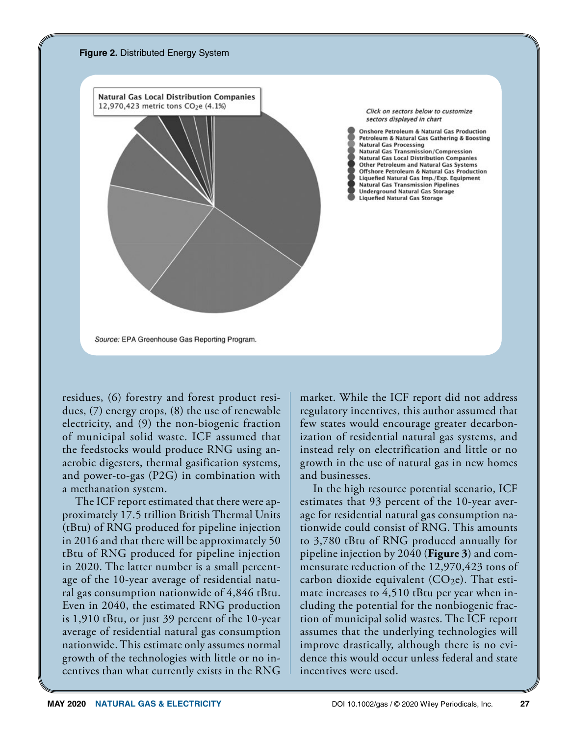**Figure 2.** Distributed Energy System

Natural Gas Local Distribution Companies
12,970,423 metric tons $CO_2e$ (4.1%)

*Click on sectors below to customize sectors displayed in chart*

- Onshore Petroleum & Natural Gas Production
- Petroleum & Natural Gas Gathering & Boosting
- Natural Gas Processing
- Natural Gas Transmission/Compression
- Natural Gas Local Distribution Companies
- Other Petroleum and Natural Gas Systems
- Offshore Petroleum & Natural Gas Production
- Liquefied Natural Gas Imp./Exp. Equipment
- Natural Gas Transmission Pipelines
- Underground Natural Gas Storage
- Liquefied Natural Gas Storage

*Source:* EPA Greenhouse Gas Reporting Program.

residues, (6) forestry and forest product residues, (7) energy crops, (8) the use of renewable electricity, and (9) the non-biogenic fraction of municipal solid waste. ICF assumed that the feedstocks would produce RNG using anaerobic digesters, thermal gasification systems, and power-to-gas (P2G) in combination with a methanation system.

The ICF report estimated that there were approximately 17.5 trillion British Thermal Units (tBtu) of RNG produced for pipeline injection in 2016 and that there will be approximately 50 tBtu of RNG produced for pipeline injection in 2020. The latter number is a small percentage of the 10-year average of residential natural gas consumption nationwide of 4,846 tBtu. Even in 2040, the estimated RNG production is 1,910 tBtu, or just 39 percent of the 10-year average of residential natural gas consumption nationwide. This estimate only assumes normal growth of the technologies with little or no incentives than what currently exists in the RNG market. While the ICF report did not address regulatory incentives, this author assumed that few states would encourage greater decarbonization of residential natural gas systems, and instead rely on electrification and little or no growth in the use of natural gas in new homes and businesses.

In the high resource potential scenario, ICF estimates that 93 percent of the 10-year average for residential natural gas consumption nationwide could consist of RNG. This amounts to 3,780 tBtu of RNG produced annually for pipeline injection by 2040 (**Figure 3**) and commensurate reduction of the 12,970,423 tons of carbon dioxide equivalent ($CO_2e$). That estimate increases to 4,510 tBtu per year when including the potential for the nonbiogenic fraction of municipal solid wastes. The ICF report assumes that the underlying technologies will improve drastically, although there is no evidence this would occur unless federal and state incentives were used.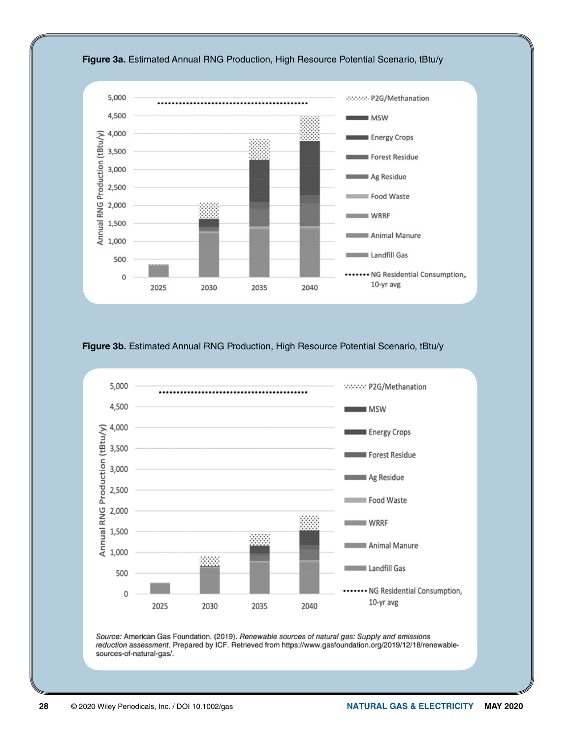**Figure 3a.** Estimated Annual RNG Production, High Resource Potential Scenario, tBtu/y

**Figure 3b.** Estimated Annual RNG Production, High Resource Potential Scenario, tBtu/y

*Source:* American Gas Foundation. (2019). *Renewable sources of natural gas: Supply and emissions reduction assessment*. Prepared by ICF. Retrieved from https://www.gasfoundation.org/2019/12/18/renewable-sources-of-natural-gas/.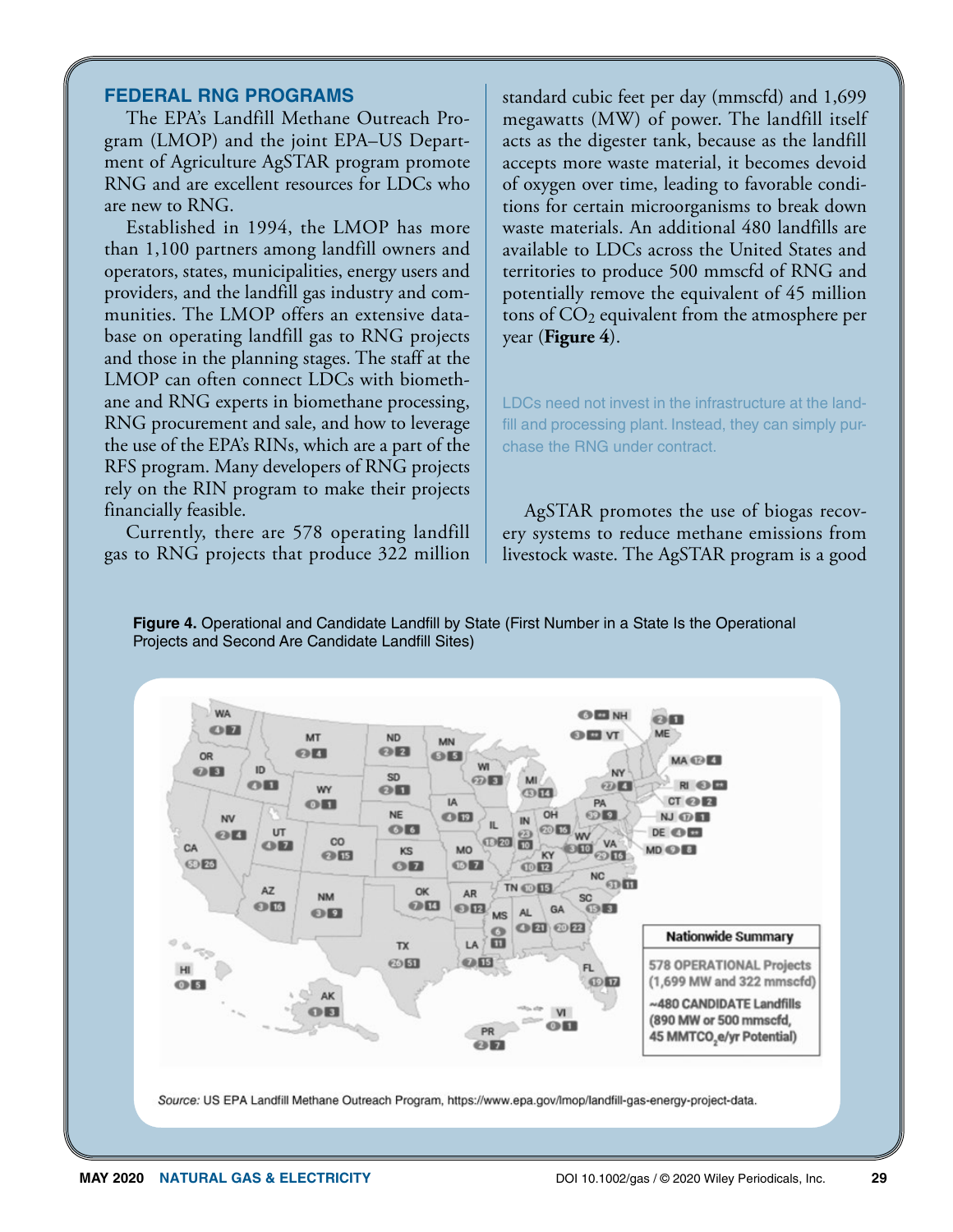## FEDERAL RNG PROGRAMS

The EPA's Landfill Methane Outreach Program (LMOP) and the joint EPA–US Department of Agriculture AgSTAR program promote RNG and are excellent resources for LDCs who are new to RNG.

Established in 1994, the LMOP has more than 1,100 partners among landfill owners and operators, states, municipalities, energy users and providers, and the landfill gas industry and communities. The LMOP offers an extensive database on operating landfill gas to RNG projects and those in the planning stages. The staff at the LMOP can often connect LDCs with biomethane and RNG experts in biomethane processing, RNG procurement and sale, and how to leverage the use of the EPA's RINs, which are a part of the RFS program. Many developers of RNG projects rely on the RIN program to make their projects financially feasible.

Currently, there are 578 operating landfill gas to RNG projects that produce 322 million standard cubic feet per day (mmscfd) and 1,699 megawatts (MW) of power. The landfill itself acts as the digester tank, because as the landfill accepts more waste material, it becomes devoid of oxygen over time, leading to favorable conditions for certain microorganisms to break down waste materials. An additional 480 landfills are available to LDCs across the United States and territories to produce 500 mmscfd of RNG and potentially remove the equivalent of 45 million tons of $CO_2$ equivalent from the atmosphere per year (**Figure 4**).

LDCs need not invest in the infrastructure at the landfill and processing plant. Instead, they can simply purchase the RNG under contract.

AgSTAR promotes the use of biogas recovery systems to reduce methane emissions from livestock waste. The AgSTAR program is a good

**Figure 4.** Operational and Candidate Landfill by State (First Number in a State Is the Operational Projects and Second Are Candidate Landfill Sites)

*Source:* US EPA Landfill Methane Outreach Program, https://www.epa.gov/lmop/landfill-gas-energy-project-data.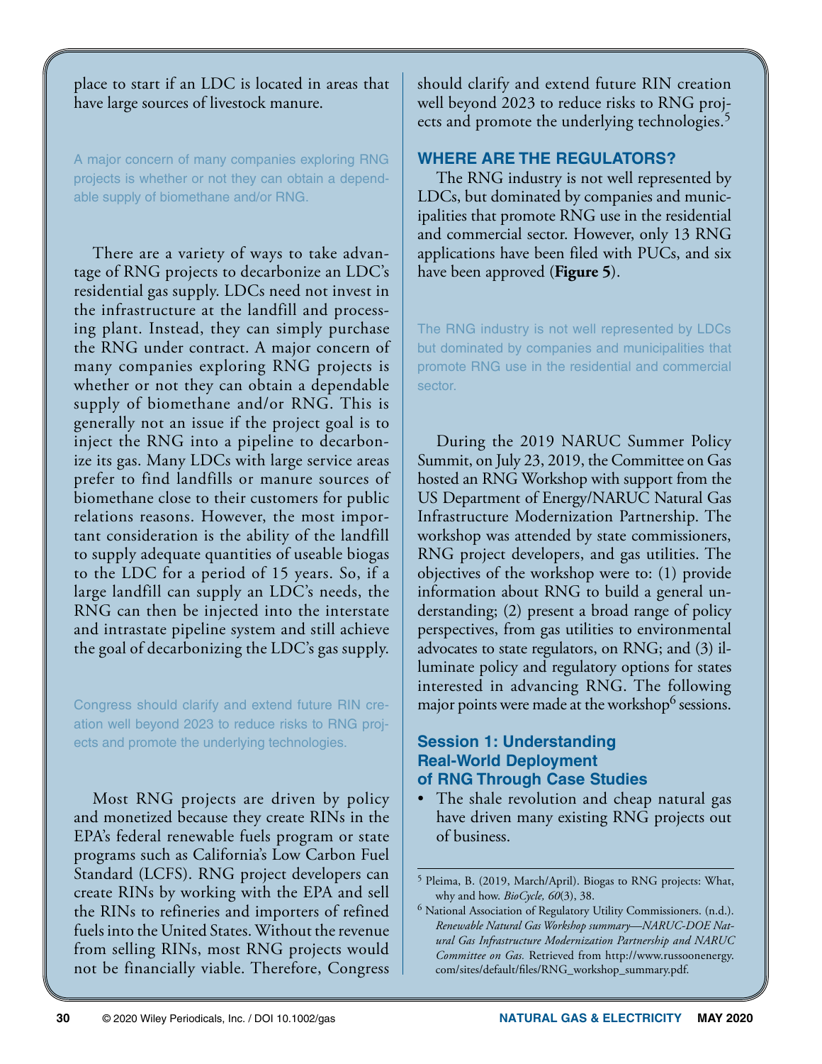place to start if an LDC is located in areas that have large sources of livestock manure.

A major concern of many companies exploring RNG projects is whether or not they can obtain a dependable supply of biomethane and/or RNG.

There are a variety of ways to take advantage of RNG projects to decarbonize an LDC's residential gas supply. LDCs need not invest in the infrastructure at the landfill and processing plant. Instead, they can simply purchase the RNG under contract. A major concern of many companies exploring RNG projects is whether or not they can obtain a dependable supply of biomethane and/or RNG. This is generally not an issue if the project goal is to inject the RNG into a pipeline to decarbonize its gas. Many LDCs with large service areas prefer to find landfills or manure sources of biomethane close to their customers for public relations reasons. However, the most important consideration is the ability of the landfill to supply adequate quantities of useable biogas to the LDC for a period of 15 years. So, if a large landfill can supply an LDC's needs, the RNG can then be injected into the interstate and intrastate pipeline system and still achieve the goal of decarbonizing the LDC's gas supply.

Congress should clarify and extend future RIN creation well beyond 2023 to reduce risks to RNG projects and promote the underlying technologies.

Most RNG projects are driven by policy and monetized because they create RINs in the EPA's federal renewable fuels program or state programs such as California's Low Carbon Fuel Standard (LCFS). RNG project developers can create RINs by working with the EPA and sell the RINs to refineries and importers of refined fuels into the United States. Without the revenue from selling RINs, most RNG projects would not be financially viable. Therefore, Congress should clarify and extend future RIN creation well beyond 2023 to reduce risks to RNG projects and promote the underlying technologies.[5]

## WHERE ARE THE REGULATORS?

The RNG industry is not well represented by LDCs, but dominated by companies and municipalities that promote RNG use in the residential and commercial sector. However, only 13 RNG applications have been filed with PUCs, and six have been approved (**Figure 5**).

The RNG industry is not well represented by LDCs but dominated by companies and municipalities that promote RNG use in the residential and commercial sector.

During the 2019 NARUC Summer Policy Summit, on July 23, 2019, the Committee on Gas hosted an RNG Workshop with support from the US Department of Energy/NARUC Natural Gas Infrastructure Modernization Partnership. The workshop was attended by state commissioners, RNG project developers, and gas utilities. The objectives of the workshop were to: (1) provide information about RNG to build a general understanding; (2) present a broad range of policy perspectives, from gas utilities to environmental advocates to state regulators, on RNG; and (3) illuminate policy and regulatory options for states interested in advancing RNG. The following major points were made at the workshop[6] sessions.

### Session 1: Understanding Real-World Deployment of RNG Through Case Studies

- The shale revolution and cheap natural gas have driven many existing RNG projects out of business.

---

[5] Pleima, B. (2019, March/April). Biogas to RNG projects: What, why and how. *BioCycle, 60*(3), 38.

[6] National Association of Regulatory Utility Commissioners. (n.d.). *Renewable Natural Gas Workshop summary—NARUC-DOE Natural Gas Infrastructure Modernization Partnership and NARUC Committee on Gas.* Retrieved from http://www.russoonenergy.com/sites/default/files/RNG_workshop_summary.pdf.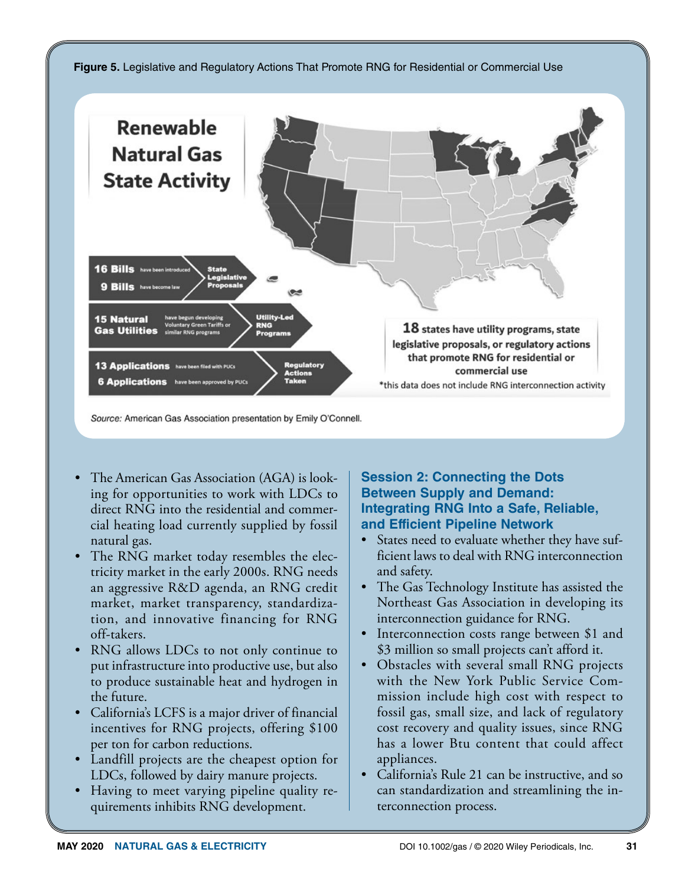**Figure 5.** Legislative and Regulatory Actions That Promote RNG for Residential or Commercial Use

**Renewable Natural Gas State Activity**

- **16 Bills** have been introduced; **9 Bills** have become law — State Legislative Proposals
- **15 Natural Gas Utilities** have begun developing Voluntary Green Tariffs or similar RNG programs — Utility-Led RNG Programs
- **13 Applications** have been filed with PUCs; **6 Applications** have been approved by PUCs — Regulatory Actions Taken

**18** states have utility programs, state legislative proposals, or regulatory actions that promote RNG for residential or commercial use

*this data does not include RNG interconnection activity

*Source:* American Gas Association presentation by Emily O'Connell.

- The American Gas Association (AGA) is looking for opportunities to work with LDCs to direct RNG into the residential and commercial heating load currently supplied by fossil natural gas.
- The RNG market today resembles the electricity market in the early 2000s. RNG needs an aggressive R&D agenda, an RNG credit market, market transparency, standardization, and innovative financing for RNG off-takers.
- RNG allows LDCs to not only continue to put infrastructure into productive use, but also to produce sustainable heat and hydrogen in the future.
- California's LCFS is a major driver of financial incentives for RNG projects, offering $100 per ton for carbon reductions.
- Landfill projects are the cheapest option for LDCs, followed by dairy manure projects.
- Having to meet varying pipeline quality requirements inhibits RNG development.

## Session 2: Connecting the Dots Between Supply and Demand: Integrating RNG Into a Safe, Reliable, and Efficient Pipeline Network

- States need to evaluate whether they have sufficient laws to deal with RNG interconnection and safety.
- The Gas Technology Institute has assisted the Northeast Gas Association in developing its interconnection guidance for RNG.
- Interconnection costs range between $1 and $3 million so small projects can't afford it.
- Obstacles with several small RNG projects with the New York Public Service Commission include high cost with respect to fossil gas, small size, and lack of regulatory cost recovery and quality issues, since RNG has a lower Btu content that could affect appliances.
- California's Rule 21 can be instructive, and so can standardization and streamlining the interconnection process.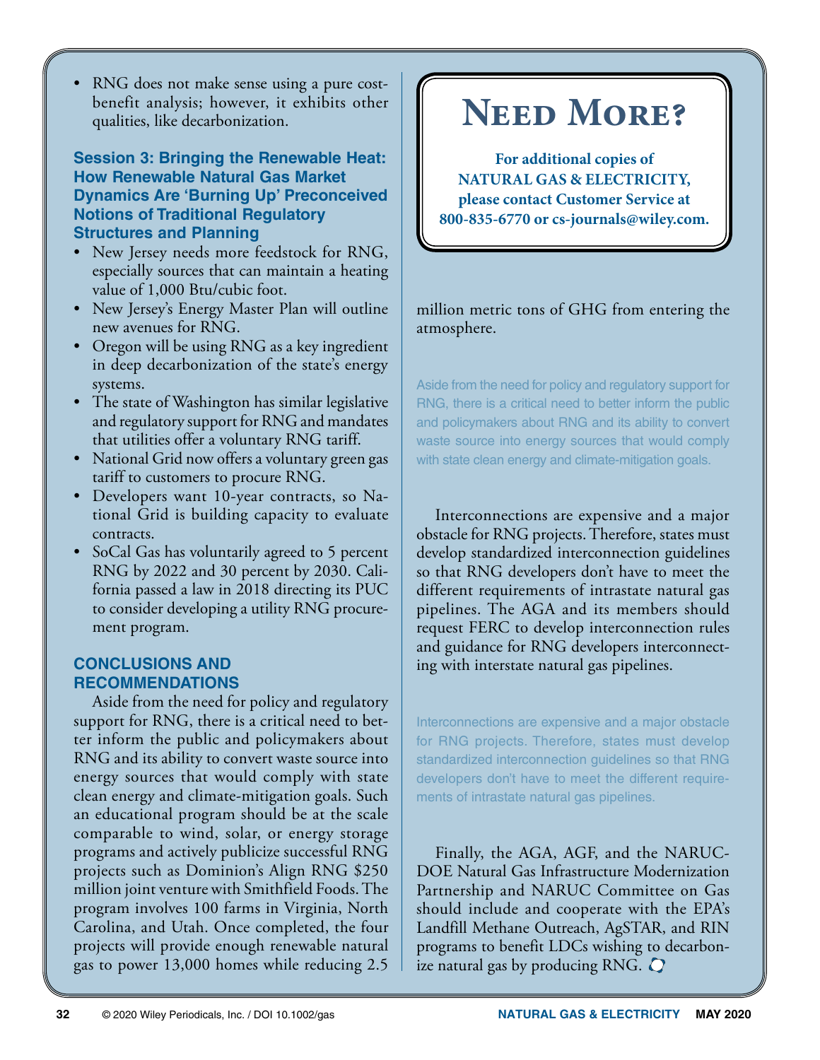- RNG does not make sense using a pure cost-benefit analysis; however, it exhibits other qualities, like decarbonization.

### Session 3: Bringing the Renewable Heat: How Renewable Natural Gas Market Dynamics Are 'Burning Up' Preconceived Notions of Traditional Regulatory Structures and Planning

- New Jersey needs more feedstock for RNG, especially sources that can maintain a heating value of 1,000 Btu/cubic foot.
- New Jersey's Energy Master Plan will outline new avenues for RNG.
- Oregon will be using RNG as a key ingredient in deep decarbonization of the state's energy systems.
- The state of Washington has similar legislative and regulatory support for RNG and mandates that utilities offer a voluntary RNG tariff.
- National Grid now offers a voluntary green gas tariff to customers to procure RNG.
- Developers want 10-year contracts, so National Grid is building capacity to evaluate contracts.
- SoCal Gas has voluntarily agreed to 5 percent RNG by 2022 and 30 percent by 2030. California passed a law in 2018 directing its PUC to consider developing a utility RNG procurement program.

## CONCLUSIONS AND RECOMMENDATIONS

Aside from the need for policy and regulatory support for RNG, there is a critical need to better inform the public and policymakers about RNG and its ability to convert waste source into energy sources that would comply with state clean energy and climate-mitigation goals. Such an educational program should be at the scale comparable to wind, solar, or energy storage programs and actively publicize successful RNG projects such as Dominion's Align RNG $250 million joint venture with Smithfield Foods. The program involves 100 farms in Virginia, North Carolina, and Utah. Once completed, the four projects will provide enough renewable natural gas to power 13,000 homes while reducing 2.5 million metric tons of GHG from entering the atmosphere.

> Aside from the need for policy and regulatory support for RNG, there is a critical need to better inform the public and policymakers about RNG and its ability to convert waste source into energy sources that would comply with state clean energy and climate-mitigation goals.

Interconnections are expensive and a major obstacle for RNG projects. Therefore, states must develop standardized interconnection guidelines so that RNG developers don't have to meet the different requirements of intrastate natural gas pipelines. The AGA and its members should request FERC to develop interconnection rules and guidance for RNG developers interconnecting with interstate natural gas pipelines.

> Interconnections are expensive and a major obstacle for RNG projects. Therefore, states must develop standardized interconnection guidelines so that RNG developers don't have to meet the different requirements of intrastate natural gas pipelines.

Finally, the AGA, AGF, and the NARUC-DOE Natural Gas Infrastructure Modernization Partnership and NARUC Committee on Gas should include and cooperate with the EPA's Landfill Methane Outreach, AgSTAR, and RIN programs to benefit LDCs wishing to decarbonize natural gas by producing RNG.

**NEED MORE?**

**For additional copies of NATURAL GAS & ELECTRICITY, please contact Customer Service at 800-835-6770 or cs-journals@wiley.com.**